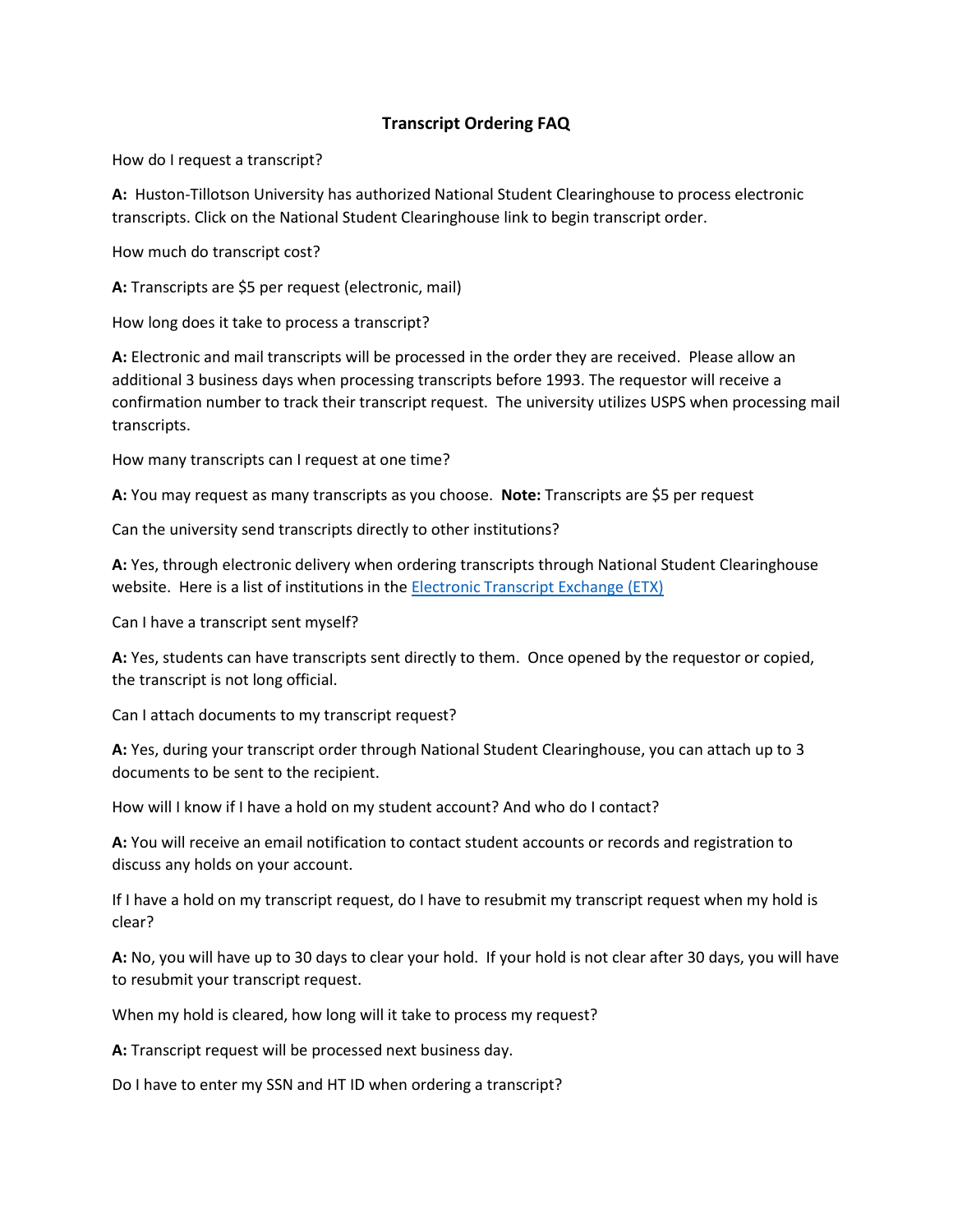# Transcript Ordering FAQ

How do I request a transcript?

**A:** Huston-Tillotson University has authorized National Student Clearinghouse to process electronic transcripts. Click on the National Student Clearinghouse link to begin transcript order.

How much do transcript cost?

**A:** Transcripts are $5 per request (electronic, mail)

How long does it take to process a transcript?

**A:** Electronic and mail transcripts will be processed in the order they are received. Please allow an additional 3 business days when processing transcripts before 1993. The requestor will receive a confirmation number to track their transcript request. The university utilizes USPS when processing mail transcripts.

How many transcripts can I request at one time?

**A:** You may request as many transcripts as you choose. **Note:** Transcripts are $5 per request

Can the university send transcripts directly to other institutions?

**A:** Yes, through electronic delivery when ordering transcripts through National Student Clearinghouse website. Here is a list of institutions in the [Electronic Transcript Exchange (ETX)]

Can I have a transcript sent myself?

**A:** Yes, students can have transcripts sent directly to them. Once opened by the requestor or copied, the transcript is not long official.

Can I attach documents to my transcript request?

**A:** Yes, during your transcript order through National Student Clearinghouse, you can attach up to 3 documents to be sent to the recipient.

How will I know if I have a hold on my student account? And who do I contact?

**A:** You will receive an email notification to contact student accounts or records and registration to discuss any holds on your account.

If I have a hold on my transcript request, do I have to resubmit my transcript request when my hold is clear?

**A:** No, you will have up to 30 days to clear your hold. If your hold is not clear after 30 days, you will have to resubmit your transcript request.

When my hold is cleared, how long will it take to process my request?

**A:** Transcript request will be processed next business day.

Do I have to enter my SSN and HT ID when ordering a transcript?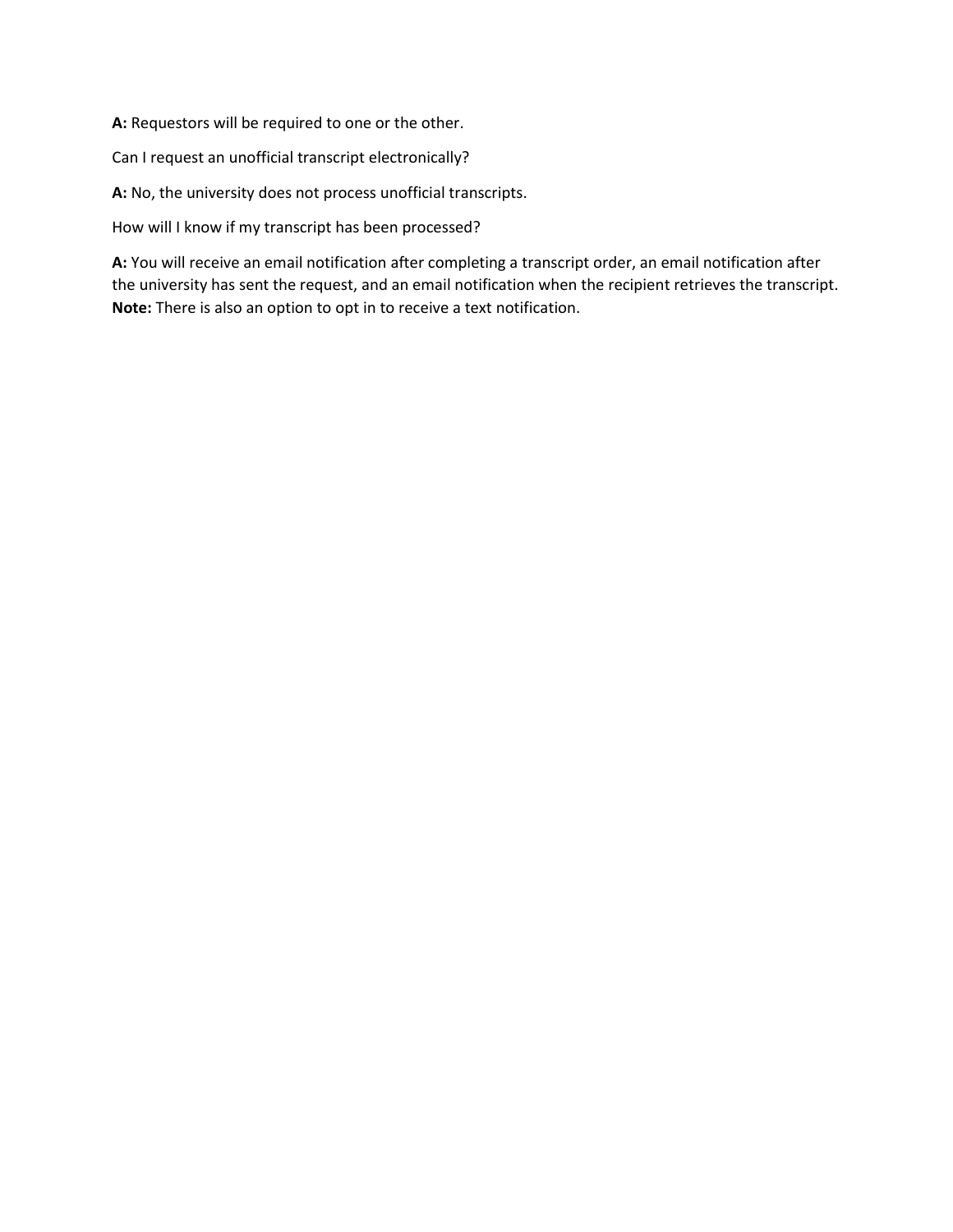**A:** Requestors will be required to one or the other.

Can I request an unofficial transcript electronically?

**A:** No, the university does not process unofficial transcripts.

How will I know if my transcript has been processed?

**A:** You will receive an email notification after completing a transcript order, an email notification after the university has sent the request, and an email notification when the recipient retrieves the transcript. **Note:** There is also an option to opt in to receive a text notification.